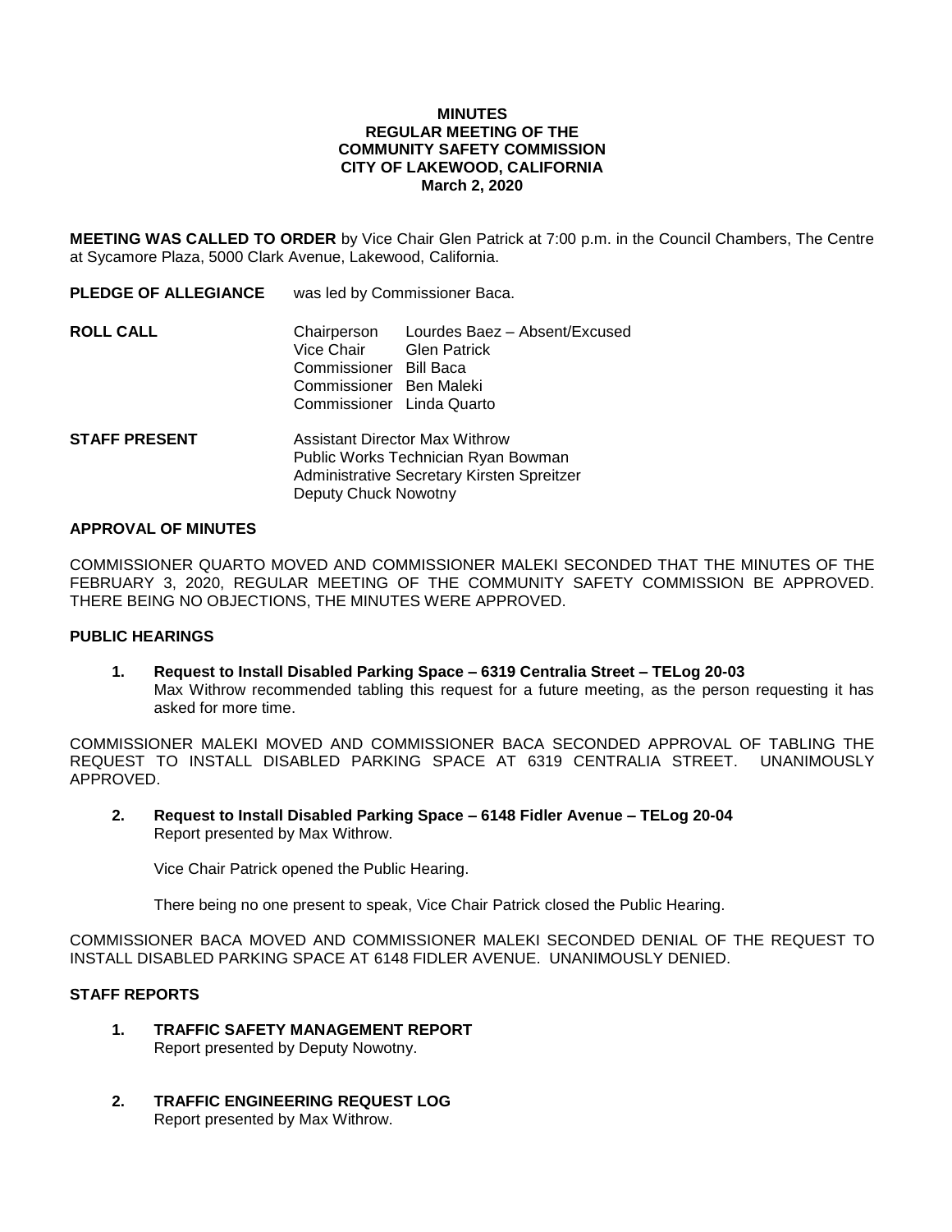# MINUTES
## REGULAR MEETING OF THE COMMUNITY SAFETY COMMISSION
## CITY OF LAKEWOOD, CALIFORNIA
## March 2, 2020

**MEETING WAS CALLED TO ORDER** by Vice Chair Glen Patrick at 7:00 p.m. in the Council Chambers, The Centre at Sycamore Plaza, 5000 Clark Avenue, Lakewood, California.

**PLEDGE OF ALLEGIANCE** was led by Commissioner Baca.

**ROLL CALL**

| | |
|---|---|
| Chairperson | Lourdes Baez – Absent/Excused |
| Vice Chair | Glen Patrick |
| Commissioner | Bill Baca |
| Commissioner | Ben Maleki |
| Commissioner | Linda Quarto |

**STAFF PRESENT**

Assistant Director Max Withrow
Public Works Technician Ryan Bowman
Administrative Secretary Kirsten Spreitzer
Deputy Chuck Nowotny

### APPROVAL OF MINUTES

COMMISSIONER QUARTO MOVED AND COMMISSIONER MALEKI SECONDED THAT THE MINUTES OF THE FEBRUARY 3, 2020, REGULAR MEETING OF THE COMMUNITY SAFETY COMMISSION BE APPROVED. THERE BEING NO OBJECTIONS, THE MINUTES WERE APPROVED.

### PUBLIC HEARINGS

1. **Request to Install Disabled Parking Space – 6319 Centralia Street – TELog 20-03**
   Max Withrow recommended tabling this request for a future meeting, as the person requesting it has asked for more time.

COMMISSIONER MALEKI MOVED AND COMMISSIONER BACA SECONDED APPROVAL OF TABLING THE REQUEST TO INSTALL DISABLED PARKING SPACE AT 6319 CENTRALIA STREET. UNANIMOUSLY APPROVED.

2. **Request to Install Disabled Parking Space – 6148 Fidler Avenue – TELog 20-04**
   Report presented by Max Withrow.

   Vice Chair Patrick opened the Public Hearing.

   There being no one present to speak, Vice Chair Patrick closed the Public Hearing.

COMMISSIONER BACA MOVED AND COMMISSIONER MALEKI SECONDED DENIAL OF THE REQUEST TO INSTALL DISABLED PARKING SPACE AT 6148 FIDLER AVENUE. UNANIMOUSLY DENIED.

### STAFF REPORTS

1. **TRAFFIC SAFETY MANAGEMENT REPORT**
   Report presented by Deputy Nowotny.

2. **TRAFFIC ENGINEERING REQUEST LOG**
   Report presented by Max Withrow.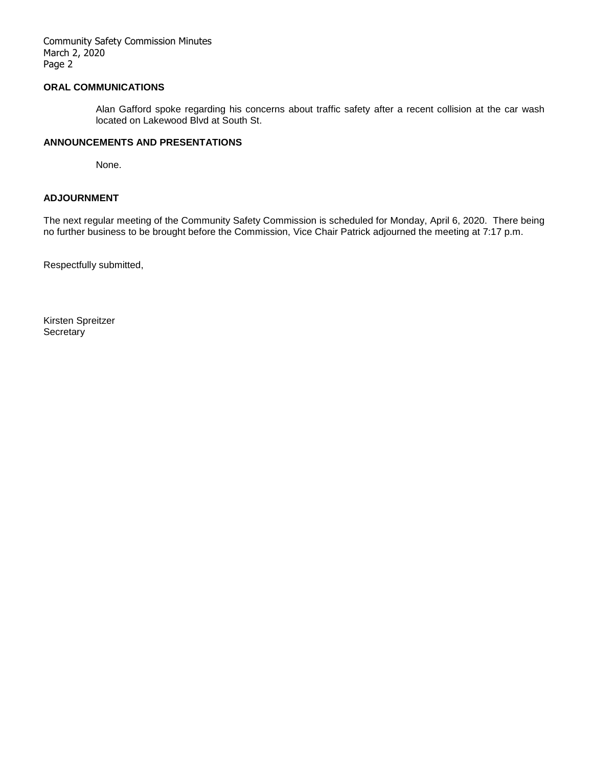**ORAL COMMUNICATIONS**

Alan Gafford spoke regarding his concerns about traffic safety after a recent collision at the car wash located on Lakewood Blvd at South St.

**ANNOUNCEMENTS AND PRESENTATIONS**

None.

**ADJOURNMENT**

The next regular meeting of the Community Safety Commission is scheduled for Monday, April 6, 2020. There being no further business to be brought before the Commission, Vice Chair Patrick adjourned the meeting at 7:17 p.m.

Respectfully submitted,

Kirsten Spreitzer
Secretary